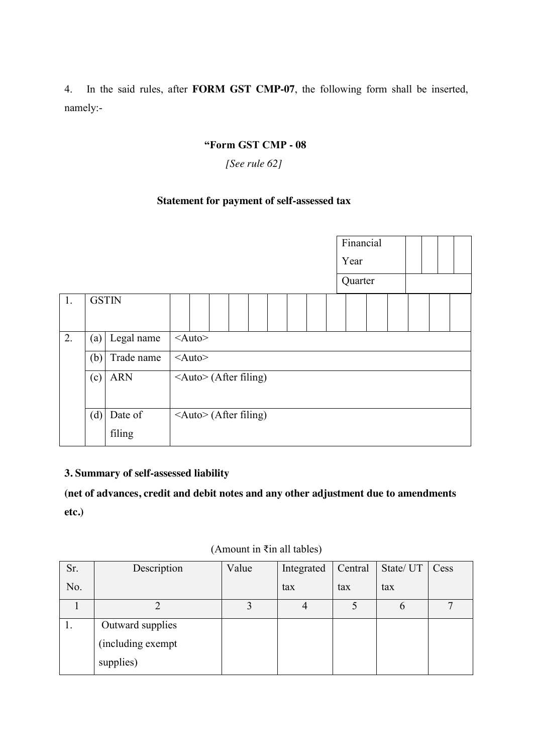4. In the said rules, after **FORM GST CMP-07**, the following form shall be inserted, namely:-

**"Form GST CMP - 08**

*[See rule 62]*

**Statement for payment of self-assessed tax**

| Financial Year | | | | |
|---|---|---|---|---|
| Quarter | | | | |

| 1. | GSTIN | | | | | | | | | | | | | | | | |
|---|---|---|---|---|---|---|---|---|---|---|---|---|---|---|---|---|---|
| 2. | (a) | Legal name | <Auto> | | | | | | | | | | | | | | |
| | (b) | Trade name | <Auto> | | | | | | | | | | | | | | |
| | (c) | ARN | <Auto> (After filing) | | | | | | | | | | | | | | |
| | (d) | Date of filing | <Auto> (After filing) | | | | | | | | | | | | | | |

**3. Summary of self-assessed liability**

**(net of advances, credit and debit notes and any other adjustment due to amendments etc.)**

(Amount in ₹in all tables)

| Sr. No. | Description | Value | Integrated tax | Central tax | State/ UT tax | Cess |
|---|---|---|---|---|---|---|
| 1 | 2 | 3 | 4 | 5 | 6 | 7 |
| 1. | Outward supplies (including exempt supplies) | | | | | |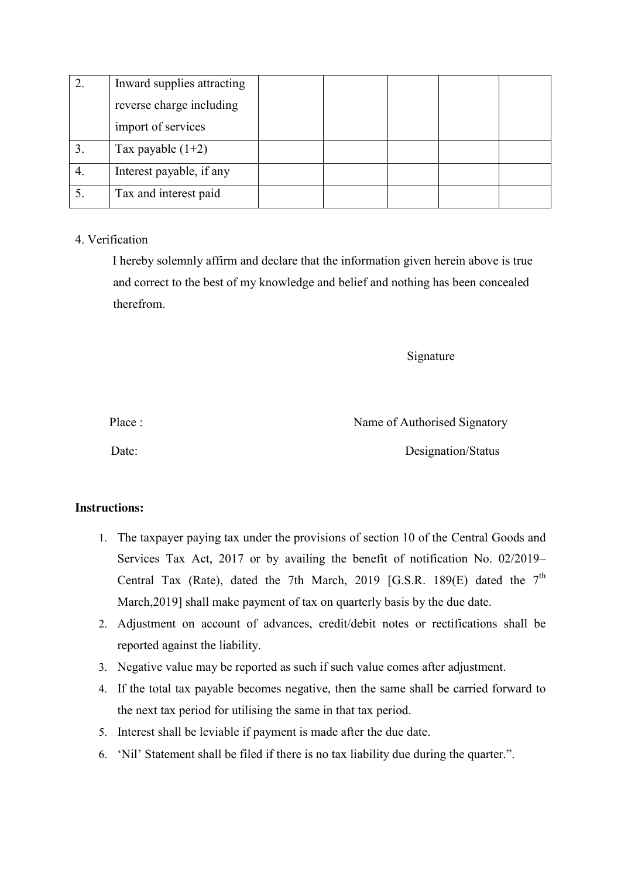| | | | | | | |
|---|---|---|---|---|---|---|
| 2. | Inward supplies attracting reverse charge including import of services | | | | | |
| 3. | Tax payable (1+2) | | | | | |
| 4. | Interest payable, if any | | | | | |
| 5. | Tax and interest paid | | | | | |

4. Verification

I hereby solemnly affirm and declare that the information given herein above is true and correct to the best of my knowledge and belief and nothing has been concealed therefrom.

Signature

Place : Name of Authorised Signatory

Date: Designation/Status

**Instructions:**

1. The taxpayer paying tax under the provisions of section 10 of the Central Goods and Services Tax Act, 2017 or by availing the benefit of notification No. 02/2019– Central Tax (Rate), dated the 7th March, 2019 [G.S.R. 189(E) dated the 7th March,2019] shall make payment of tax on quarterly basis by the due date.
2. Adjustment on account of advances, credit/debit notes or rectifications shall be reported against the liability.
3. Negative value may be reported as such if such value comes after adjustment.
4. If the total tax payable becomes negative, then the same shall be carried forward to the next tax period for utilising the same in that tax period.
5. Interest shall be leviable if payment is made after the due date.
6. 'Nil' Statement shall be filed if there is no tax liability due during the quarter.".